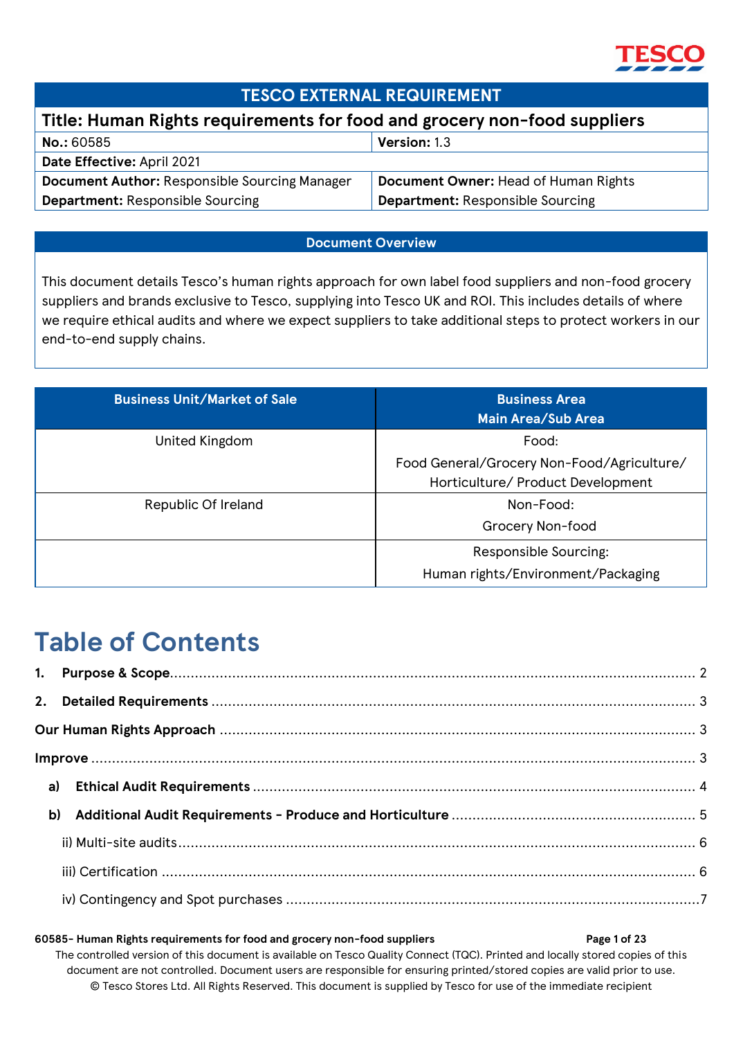| TESCO EXTERNAL REQUIREMENT | |
|---|---|
| **Title: Human Rights requirements for food and grocery non-food suppliers** | |
| **No.:** 60585 | **Version:** 1.3 |
| **Date Effective:** April 2021 | |
| **Document Author:** Responsible Sourcing Manager<br>**Department:** Responsible Sourcing | **Document Owner:** Head of Human Rights<br>**Department:** Responsible Sourcing |

**Document Overview**

This document details Tesco's human rights approach for own label food suppliers and non-food grocery suppliers and brands exclusive to Tesco, supplying into Tesco UK and ROI. This includes details of where we require ethical audits and where we expect suppliers to take additional steps to protect workers in our end-to-end supply chains.

| Business Unit/Market of Sale | Business Area<br>Main Area/Sub Area |
|---|---|
| United Kingdom | Food:<br>Food General/Grocery Non-Food/Agriculture/ Horticulture/ Product Development |
| Republic Of Ireland | Non-Food:<br>Grocery Non-food |
| | Responsible Sourcing:<br>Human rights/Environment/Packaging |

# Table of Contents

1. **Purpose & Scope** ..... 2
2. **Detailed Requirements** ..... 3

**Our Human Rights Approach** ..... 3

**Improve** ..... 3

- a) **Ethical Audit Requirements** ..... 4
- b) **Additional Audit Requirements - Produce and Horticulture** ..... 5
  - ii) Multi-site audits ..... 6
  - iii) Certification ..... 6
  - iv) Contingency and Spot purchases ..... 7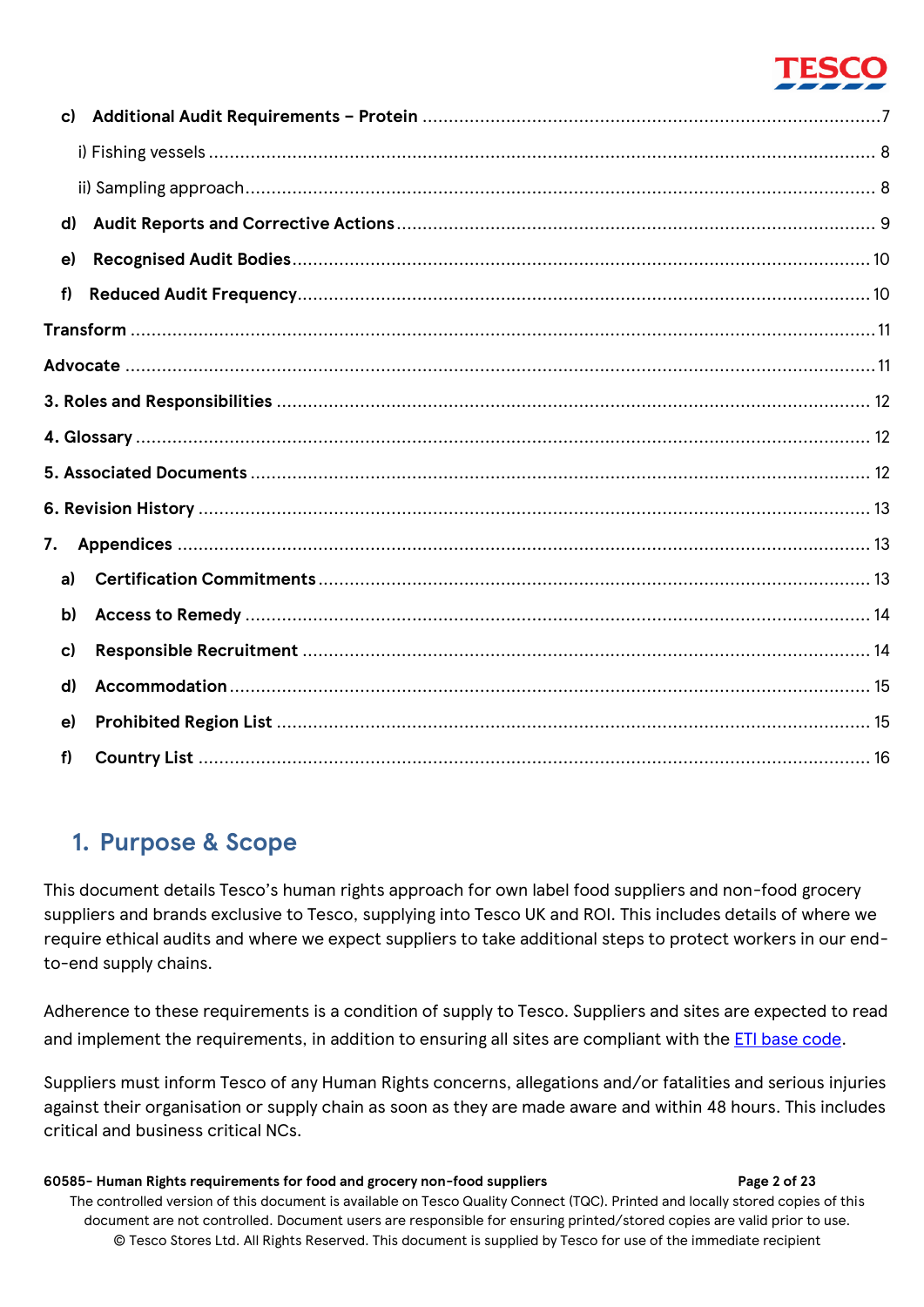c) **Additional Audit Requirements – Protein** .......... 7

i) Fishing vessels .......... 8

ii) Sampling approach .......... 8

d) **Audit Reports and Corrective Actions** .......... 9

e) **Recognised Audit Bodies** .......... 10

f) **Reduced Audit Frequency** .......... 10

**Transform** .......... 11

**Advocate** .......... 11

**3. Roles and Responsibilities** .......... 12

**4. Glossary** .......... 12

**5. Associated Documents** .......... 12

**6. Revision History** .......... 13

**7. Appendices** .......... 13

a) **Certification Commitments** .......... 13

b) **Access to Remedy** .......... 14

c) **Responsible Recruitment** .......... 14

d) **Accommodation** .......... 15

e) **Prohibited Region List** .......... 15

f) **Country List** .......... 16

## 1. Purpose & Scope

This document details Tesco's human rights approach for own label food suppliers and non-food grocery suppliers and brands exclusive to Tesco, supplying into Tesco UK and ROI. This includes details of where we require ethical audits and where we expect suppliers to take additional steps to protect workers in our end-to-end supply chains.

Adherence to these requirements is a condition of supply to Tesco. Suppliers and sites are expected to read and implement the requirements, in addition to ensuring all sites are compliant with the ETI base code.

Suppliers must inform Tesco of any Human Rights concerns, allegations and/or fatalities and serious injuries against their organisation or supply chain as soon as they are made aware and within 48 hours. This includes critical and business critical NCs.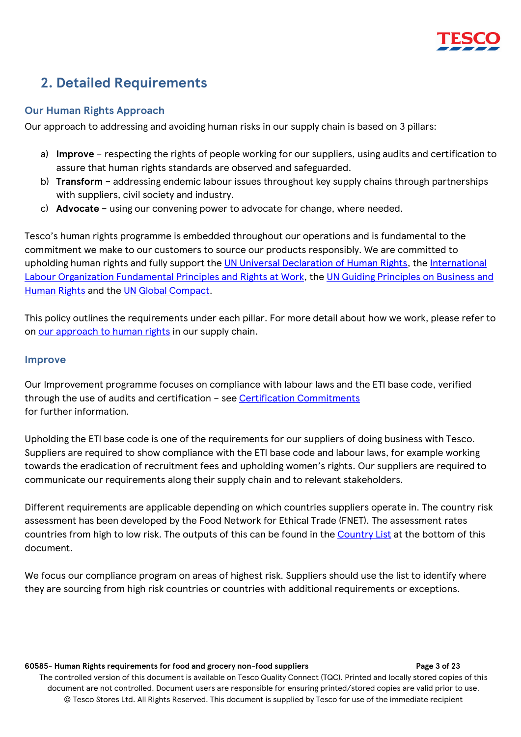## 2. Detailed Requirements

### Our Human Rights Approach

Our approach to addressing and avoiding human risks in our supply chain is based on 3 pillars:

a) **Improve** – respecting the rights of people working for our suppliers, using audits and certification to assure that human rights standards are observed and safeguarded.
b) **Transform** – addressing endemic labour issues throughout key supply chains through partnerships with suppliers, civil society and industry.
c) **Advocate** – using our convening power to advocate for change, where needed.

Tesco's human rights programme is embedded throughout our operations and is fundamental to the commitment we make to our customers to source our products responsibly. We are committed to upholding human rights and fully support the UN Universal Declaration of Human Rights, the International Labour Organization Fundamental Principles and Rights at Work, the UN Guiding Principles on Business and Human Rights and the UN Global Compact.

This policy outlines the requirements under each pillar. For more detail about how we work, please refer to on our approach to human rights in our supply chain.

### Improve

Our Improvement programme focuses on compliance with labour laws and the ETI base code, verified through the use of audits and certification – see Certification Commitments for further information.

Upholding the ETI base code is one of the requirements for our suppliers of doing business with Tesco. Suppliers are required to show compliance with the ETI base code and labour laws, for example working towards the eradication of recruitment fees and upholding women's rights. Our suppliers are required to communicate our requirements along their supply chain and to relevant stakeholders.

Different requirements are applicable depending on which countries suppliers operate in. The country risk assessment has been developed by the Food Network for Ethical Trade (FNET). The assessment rates countries from high to low risk. The outputs of this can be found in the Country List at the bottom of this document.

We focus our compliance program on areas of highest risk. Suppliers should use the list to identify where they are sourcing from high risk countries or countries with additional requirements or exceptions.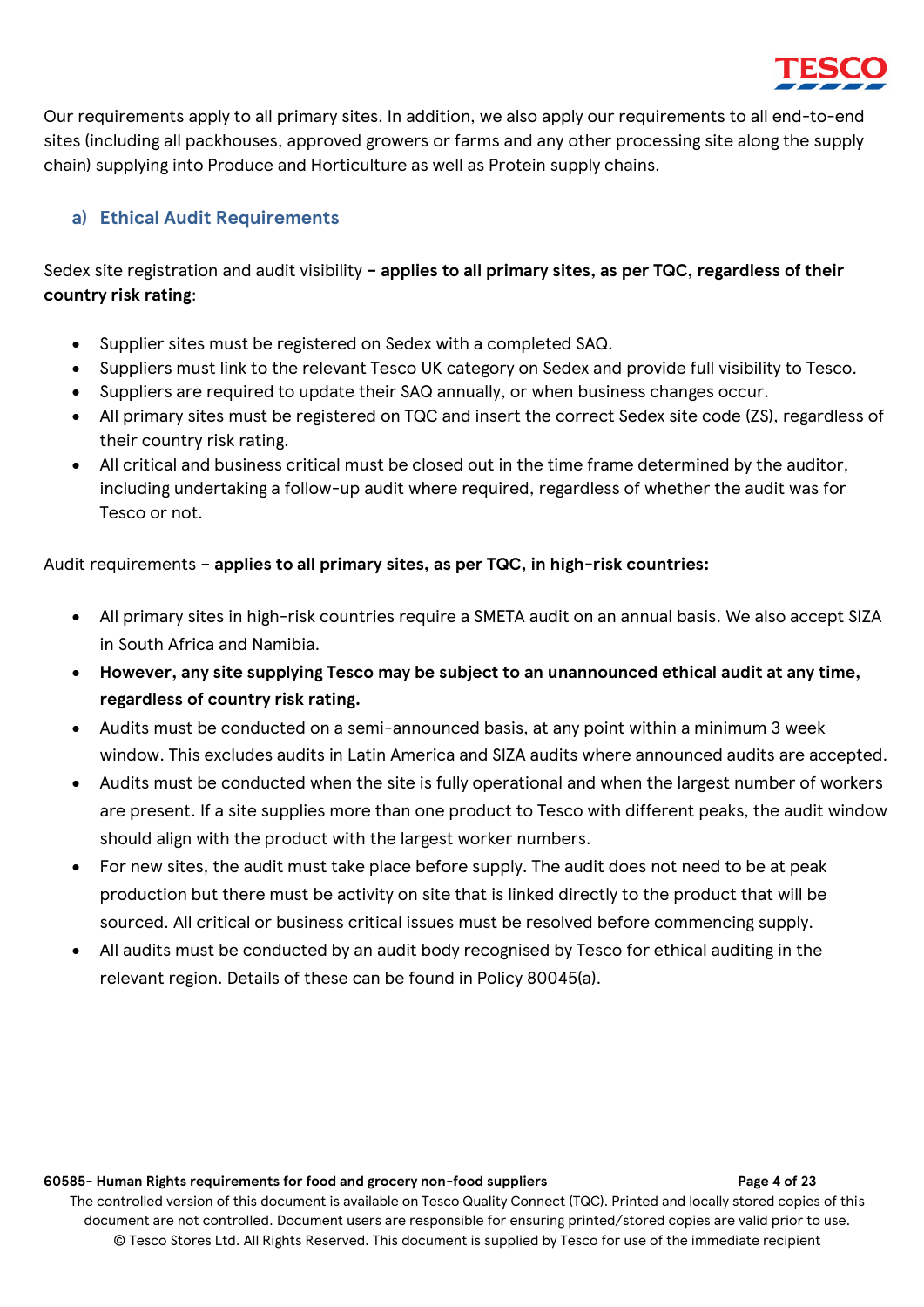Our requirements apply to all primary sites. In addition, we also apply our requirements to all end-to-end sites (including all packhouses, approved growers or farms and any other processing site along the supply chain) supplying into Produce and Horticulture as well as Protein supply chains.

### a) Ethical Audit Requirements

Sedex site registration and audit visibility **– applies to all primary sites, as per TQC, regardless of their country risk rating**:

- Supplier sites must be registered on Sedex with a completed SAQ.
- Suppliers must link to the relevant Tesco UK category on Sedex and provide full visibility to Tesco.
- Suppliers are required to update their SAQ annually, or when business changes occur.
- All primary sites must be registered on TQC and insert the correct Sedex site code (ZS), regardless of their country risk rating.
- All critical and business critical must be closed out in the time frame determined by the auditor, including undertaking a follow-up audit where required, regardless of whether the audit was for Tesco or not.

Audit requirements – **applies to all primary sites, as per TQC, in high-risk countries:**

- All primary sites in high-risk countries require a SMETA audit on an annual basis. We also accept SIZA in South Africa and Namibia.
- **However, any site supplying Tesco may be subject to an unannounced ethical audit at any time, regardless of country risk rating.**
- Audits must be conducted on a semi-announced basis, at any point within a minimum 3 week window. This excludes audits in Latin America and SIZA audits where announced audits are accepted.
- Audits must be conducted when the site is fully operational and when the largest number of workers are present. If a site supplies more than one product to Tesco with different peaks, the audit window should align with the product with the largest worker numbers.
- For new sites, the audit must take place before supply. The audit does not need to be at peak production but there must be activity on site that is linked directly to the product that will be sourced. All critical or business critical issues must be resolved before commencing supply.
- All audits must be conducted by an audit body recognised by Tesco for ethical auditing in the relevant region. Details of these can be found in Policy 80045(a).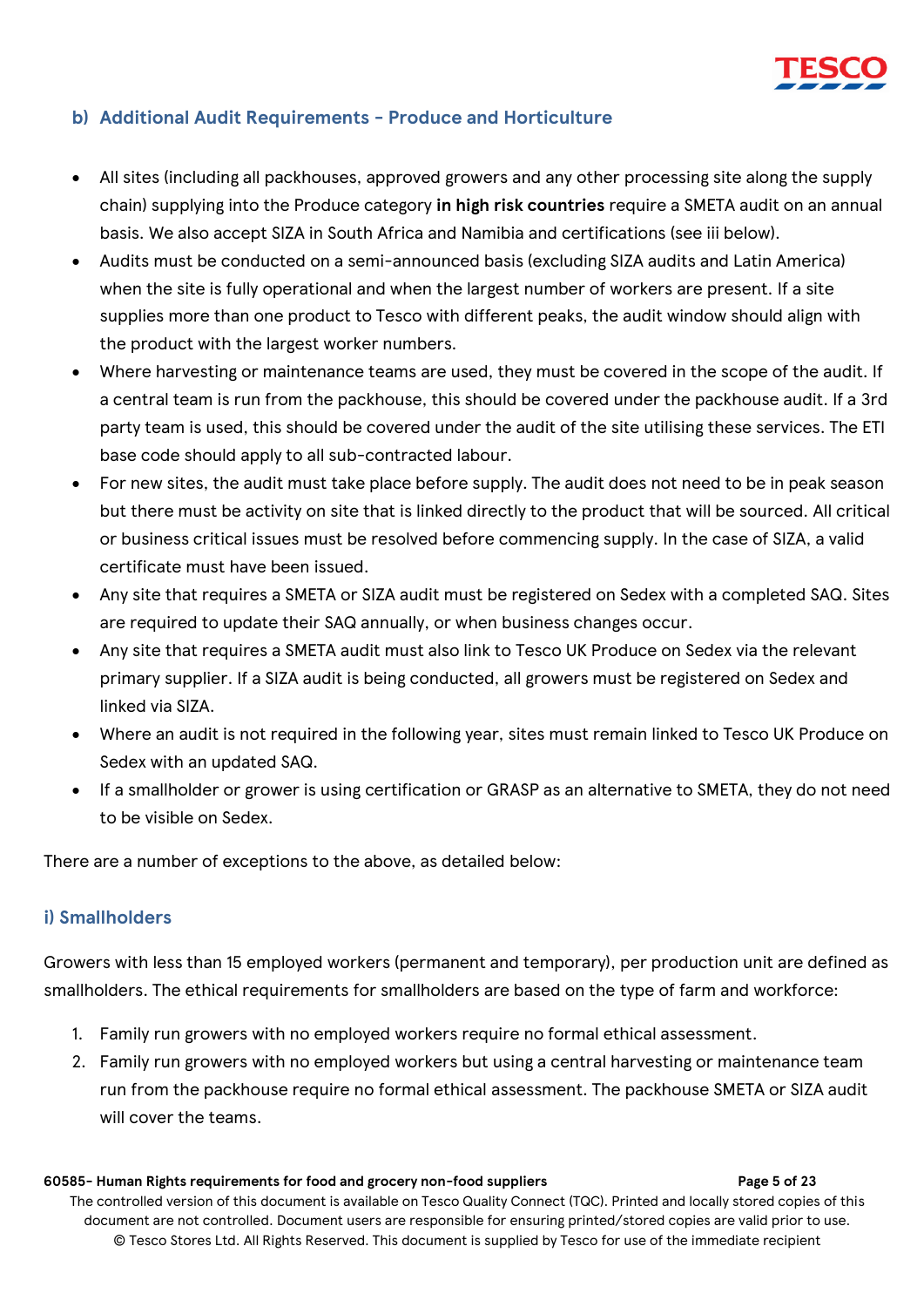## b) Additional Audit Requirements - Produce and Horticulture

- All sites (including all packhouses, approved growers and any other processing site along the supply chain) supplying into the Produce category **in high risk countries** require a SMETA audit on an annual basis. We also accept SIZA in South Africa and Namibia and certifications (see iii below).
- Audits must be conducted on a semi-announced basis (excluding SIZA audits and Latin America) when the site is fully operational and when the largest number of workers are present. If a site supplies more than one product to Tesco with different peaks, the audit window should align with the product with the largest worker numbers.
- Where harvesting or maintenance teams are used, they must be covered in the scope of the audit. If a central team is run from the packhouse, this should be covered under the packhouse audit. If a 3rd party team is used, this should be covered under the audit of the site utilising these services. The ETI base code should apply to all sub-contracted labour.
- For new sites, the audit must take place before supply. The audit does not need to be in peak season but there must be activity on site that is linked directly to the product that will be sourced. All critical or business critical issues must be resolved before commencing supply. In the case of SIZA, a valid certificate must have been issued.
- Any site that requires a SMETA or SIZA audit must be registered on Sedex with a completed SAQ. Sites are required to update their SAQ annually, or when business changes occur.
- Any site that requires a SMETA audit must also link to Tesco UK Produce on Sedex via the relevant primary supplier. If a SIZA audit is being conducted, all growers must be registered on Sedex and linked via SIZA.
- Where an audit is not required in the following year, sites must remain linked to Tesco UK Produce on Sedex with an updated SAQ.
- If a smallholder or grower is using certification or GRASP as an alternative to SMETA, they do not need to be visible on Sedex.

There are a number of exceptions to the above, as detailed below:

### i) Smallholders

Growers with less than 15 employed workers (permanent and temporary), per production unit are defined as smallholders. The ethical requirements for smallholders are based on the type of farm and workforce:

1. Family run growers with no employed workers require no formal ethical assessment.
2. Family run growers with no employed workers but using a central harvesting or maintenance team run from the packhouse require no formal ethical assessment. The packhouse SMETA or SIZA audit will cover the teams.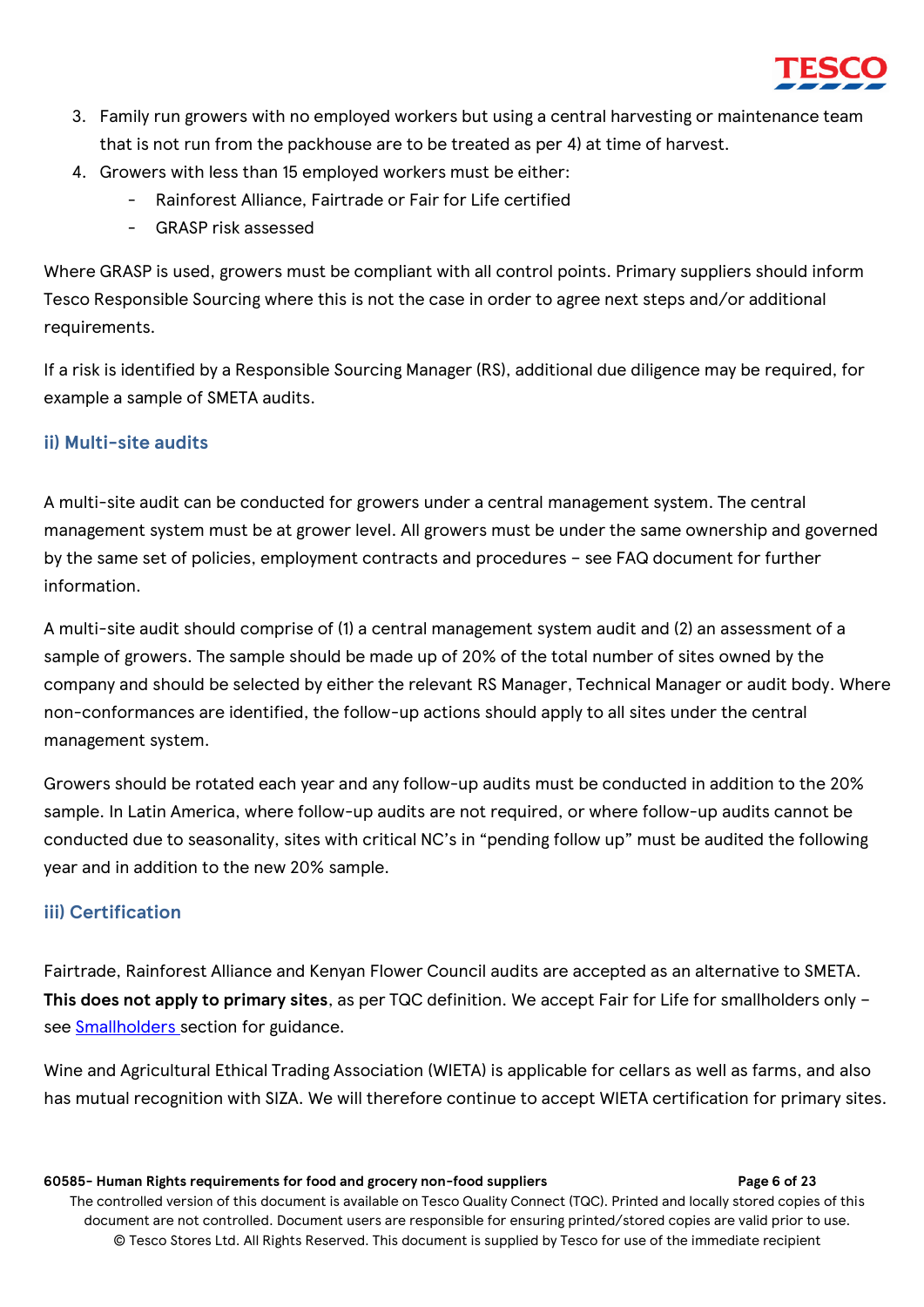3. Family run growers with no employed workers but using a central harvesting or maintenance team that is not run from the packhouse are to be treated as per 4) at time of harvest.
4. Growers with less than 15 employed workers must be either:
    - Rainforest Alliance, Fairtrade or Fair for Life certified
    - GRASP risk assessed

Where GRASP is used, growers must be compliant with all control points. Primary suppliers should inform Tesco Responsible Sourcing where this is not the case in order to agree next steps and/or additional requirements.

If a risk is identified by a Responsible Sourcing Manager (RS), additional due diligence may be required, for example a sample of SMETA audits.

### ii) Multi-site audits

A multi-site audit can be conducted for growers under a central management system. The central management system must be at grower level. All growers must be under the same ownership and governed by the same set of policies, employment contracts and procedures – see FAQ document for further information.

A multi-site audit should comprise of (1) a central management system audit and (2) an assessment of a sample of growers. The sample should be made up of 20% of the total number of sites owned by the company and should be selected by either the relevant RS Manager, Technical Manager or audit body. Where non-conformances are identified, the follow-up actions should apply to all sites under the central management system.

Growers should be rotated each year and any follow-up audits must be conducted in addition to the 20% sample. In Latin America, where follow-up audits are not required, or where follow-up audits cannot be conducted due to seasonality, sites with critical NC's in "pending follow up" must be audited the following year and in addition to the new 20% sample.

### iii) Certification

Fairtrade, Rainforest Alliance and Kenyan Flower Council audits are accepted as an alternative to SMETA. **This does not apply to primary sites**, as per TQC definition. We accept Fair for Life for smallholders only – see Smallholders section for guidance.

Wine and Agricultural Ethical Trading Association (WIETA) is applicable for cellars as well as farms, and also has mutual recognition with SIZA. We will therefore continue to accept WIETA certification for primary sites.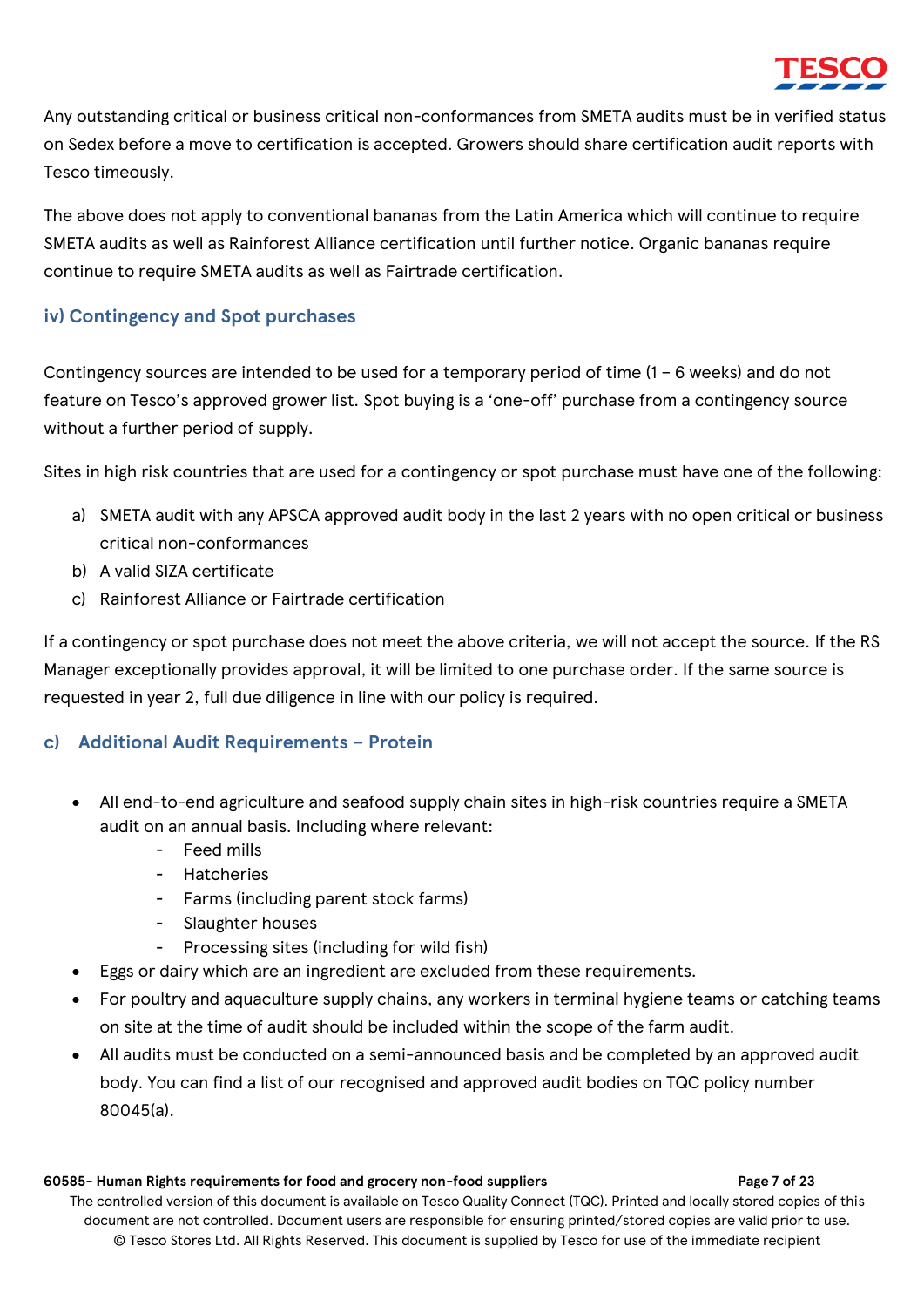Any outstanding critical or business critical non-conformances from SMETA audits must be in verified status on Sedex before a move to certification is accepted. Growers should share certification audit reports with Tesco timeously.

The above does not apply to conventional bananas from the Latin America which will continue to require SMETA audits as well as Rainforest Alliance certification until further notice. Organic bananas require continue to require SMETA audits as well as Fairtrade certification.

### iv) Contingency and Spot purchases

Contingency sources are intended to be used for a temporary period of time (1 – 6 weeks) and do not feature on Tesco's approved grower list. Spot buying is a 'one-off' purchase from a contingency source without a further period of supply.

Sites in high risk countries that are used for a contingency or spot purchase must have one of the following:

a) SMETA audit with any APSCA approved audit body in the last 2 years with no open critical or business critical non-conformances
b) A valid SIZA certificate
c) Rainforest Alliance or Fairtrade certification

If a contingency or spot purchase does not meet the above criteria, we will not accept the source. If the RS Manager exceptionally provides approval, it will be limited to one purchase order. If the same source is requested in year 2, full due diligence in line with our policy is required.

## c) Additional Audit Requirements – Protein

- All end-to-end agriculture and seafood supply chain sites in high-risk countries require a SMETA audit on an annual basis. Including where relevant:
  - Feed mills
  - Hatcheries
  - Farms (including parent stock farms)
  - Slaughter houses
  - Processing sites (including for wild fish)
- Eggs or dairy which are an ingredient are excluded from these requirements.
- For poultry and aquaculture supply chains, any workers in terminal hygiene teams or catching teams on site at the time of audit should be included within the scope of the farm audit.
- All audits must be conducted on a semi-announced basis and be completed by an approved audit body. You can find a list of our recognised and approved audit bodies on TQC policy number 80045(a).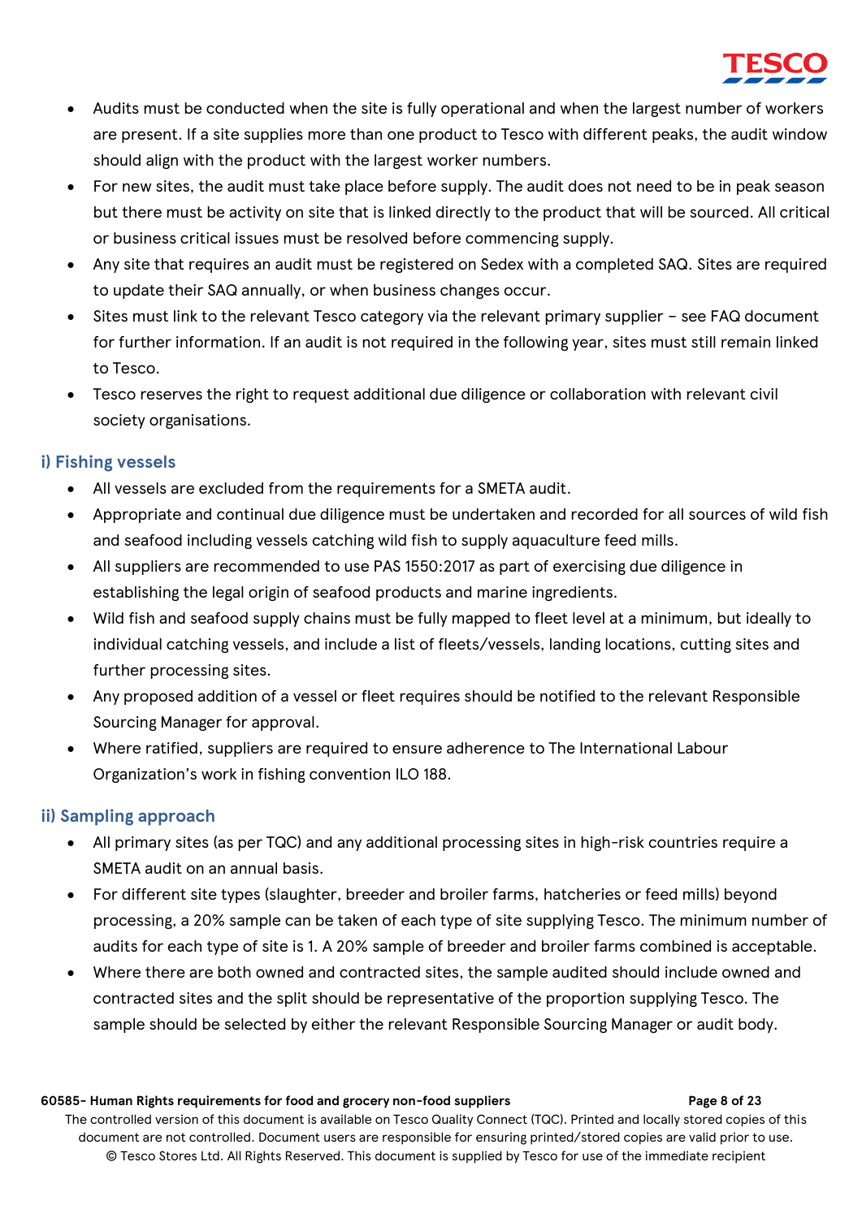- Audits must be conducted when the site is fully operational and when the largest number of workers are present. If a site supplies more than one product to Tesco with different peaks, the audit window should align with the product with the largest worker numbers.
- For new sites, the audit must take place before supply. The audit does not need to be in peak season but there must be activity on site that is linked directly to the product that will be sourced. All critical or business critical issues must be resolved before commencing supply.
- Any site that requires an audit must be registered on Sedex with a completed SAQ. Sites are required to update their SAQ annually, or when business changes occur.
- Sites must link to the relevant Tesco category via the relevant primary supplier – see FAQ document for further information. If an audit is not required in the following year, sites must still remain linked to Tesco.
- Tesco reserves the right to request additional due diligence or collaboration with relevant civil society organisations.

### i) Fishing vessels

- All vessels are excluded from the requirements for a SMETA audit.
- Appropriate and continual due diligence must be undertaken and recorded for all sources of wild fish and seafood including vessels catching wild fish to supply aquaculture feed mills.
- All suppliers are recommended to use PAS 1550:2017 as part of exercising due diligence in establishing the legal origin of seafood products and marine ingredients.
- Wild fish and seafood supply chains must be fully mapped to fleet level at a minimum, but ideally to individual catching vessels, and include a list of fleets/vessels, landing locations, cutting sites and further processing sites.
- Any proposed addition of a vessel or fleet requires should be notified to the relevant Responsible Sourcing Manager for approval.
- Where ratified, suppliers are required to ensure adherence to The International Labour Organization's work in fishing convention ILO 188.

### ii) Sampling approach

- All primary sites (as per TQC) and any additional processing sites in high-risk countries require a SMETA audit on an annual basis.
- For different site types (slaughter, breeder and broiler farms, hatcheries or feed mills) beyond processing, a 20% sample can be taken of each type of site supplying Tesco. The minimum number of audits for each type of site is 1. A 20% sample of breeder and broiler farms combined is acceptable.
- Where there are both owned and contracted sites, the sample audited should include owned and contracted sites and the split should be representative of the proportion supplying Tesco. The sample should be selected by either the relevant Responsible Sourcing Manager or audit body.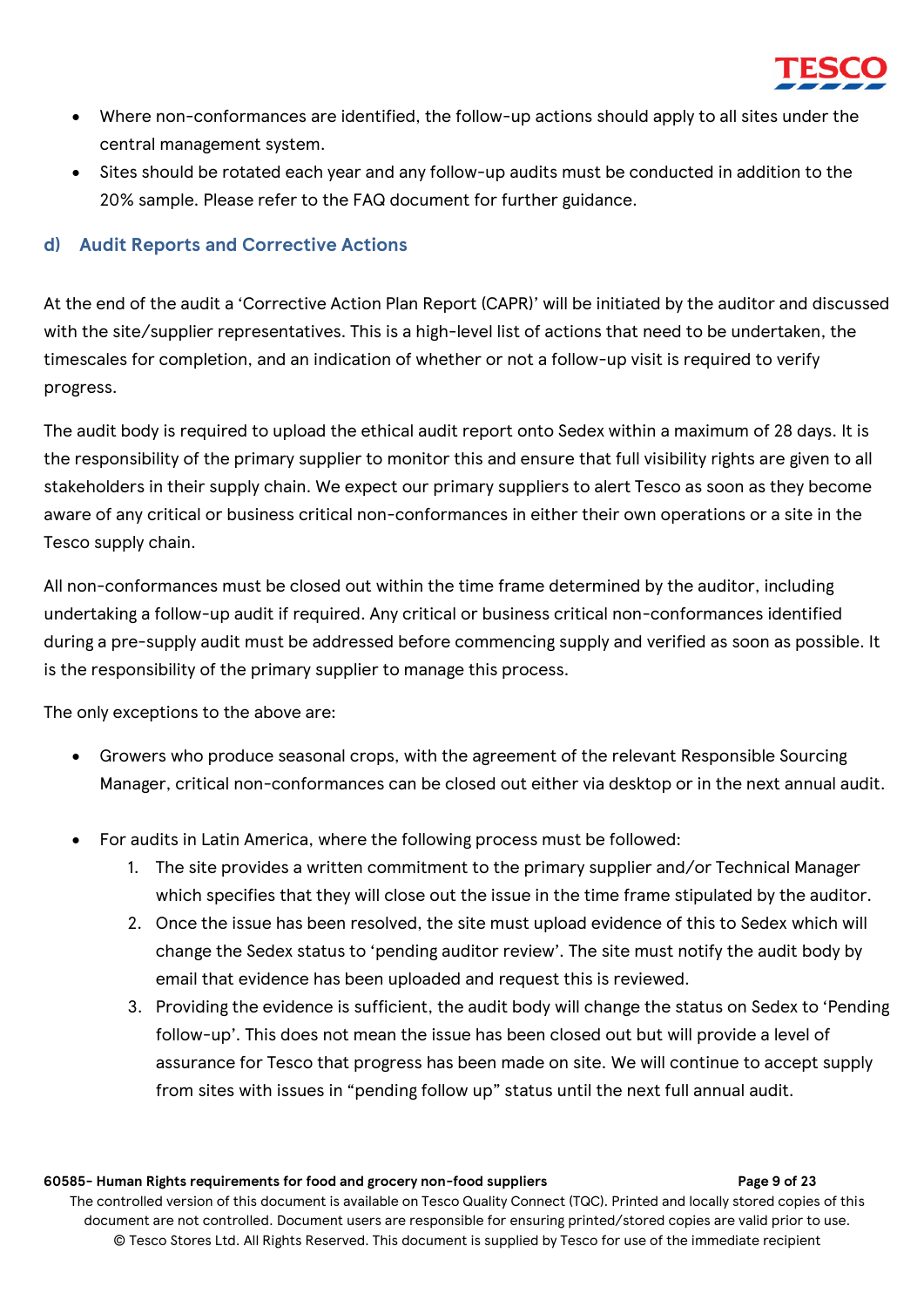- Where non-conformances are identified, the follow-up actions should apply to all sites under the central management system.
- Sites should be rotated each year and any follow-up audits must be conducted in addition to the 20% sample. Please refer to the FAQ document for further guidance.

### d) Audit Reports and Corrective Actions

At the end of the audit a 'Corrective Action Plan Report (CAPR)' will be initiated by the auditor and discussed with the site/supplier representatives. This is a high-level list of actions that need to be undertaken, the timescales for completion, and an indication of whether or not a follow-up visit is required to verify progress.

The audit body is required to upload the ethical audit report onto Sedex within a maximum of 28 days. It is the responsibility of the primary supplier to monitor this and ensure that full visibility rights are given to all stakeholders in their supply chain. We expect our primary suppliers to alert Tesco as soon as they become aware of any critical or business critical non-conformances in either their own operations or a site in the Tesco supply chain.

All non-conformances must be closed out within the time frame determined by the auditor, including undertaking a follow-up audit if required. Any critical or business critical non-conformances identified during a pre-supply audit must be addressed before commencing supply and verified as soon as possible. It is the responsibility of the primary supplier to manage this process.

The only exceptions to the above are:

- Growers who produce seasonal crops, with the agreement of the relevant Responsible Sourcing Manager, critical non-conformances can be closed out either via desktop or in the next annual audit.

- For audits in Latin America, where the following process must be followed:
  1. The site provides a written commitment to the primary supplier and/or Technical Manager which specifies that they will close out the issue in the time frame stipulated by the auditor.
  2. Once the issue has been resolved, the site must upload evidence of this to Sedex which will change the Sedex status to 'pending auditor review'. The site must notify the audit body by email that evidence has been uploaded and request this is reviewed.
  3. Providing the evidence is sufficient, the audit body will change the status on Sedex to 'Pending follow-up'. This does not mean the issue has been closed out but will provide a level of assurance for Tesco that progress has been made on site. We will continue to accept supply from sites with issues in "pending follow up" status until the next full annual audit.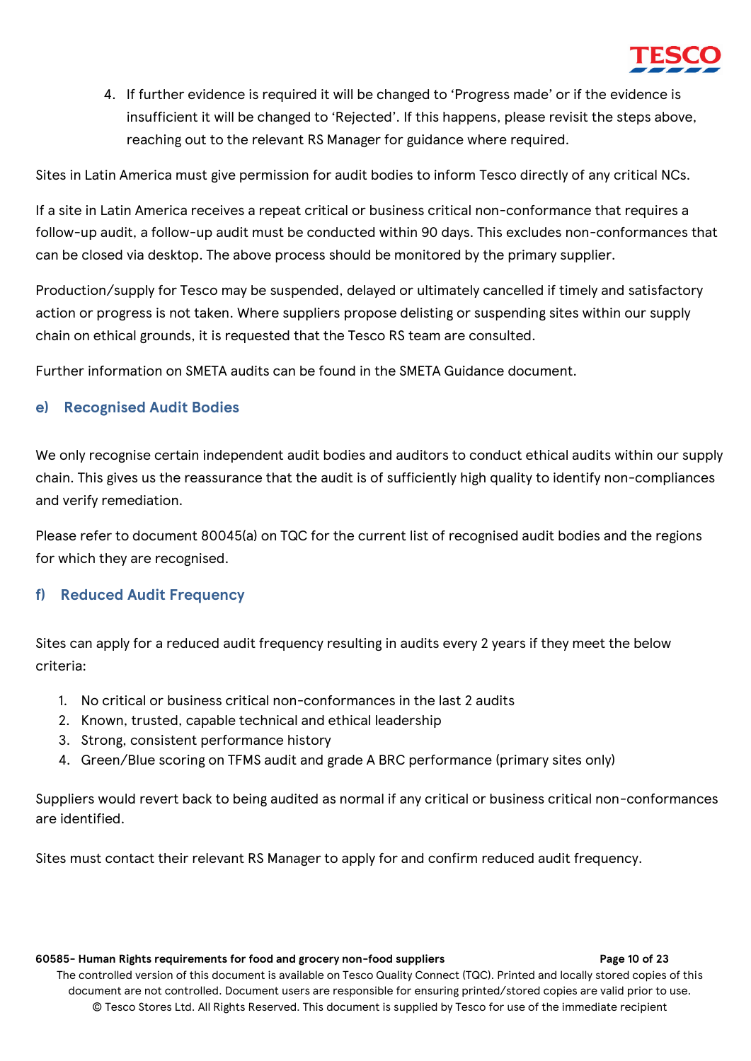4. If further evidence is required it will be changed to 'Progress made' or if the evidence is insufficient it will be changed to 'Rejected'. If this happens, please revisit the steps above, reaching out to the relevant RS Manager for guidance where required.

Sites in Latin America must give permission for audit bodies to inform Tesco directly of any critical NCs.

If a site in Latin America receives a repeat critical or business critical non-conformance that requires a follow-up audit, a follow-up audit must be conducted within 90 days. This excludes non-conformances that can be closed via desktop. The above process should be monitored by the primary supplier.

Production/supply for Tesco may be suspended, delayed or ultimately cancelled if timely and satisfactory action or progress is not taken. Where suppliers propose delisting or suspending sites within our supply chain on ethical grounds, it is requested that the Tesco RS team are consulted.

Further information on SMETA audits can be found in the SMETA Guidance document.

### e) Recognised Audit Bodies

We only recognise certain independent audit bodies and auditors to conduct ethical audits within our supply chain. This gives us the reassurance that the audit is of sufficiently high quality to identify non-compliances and verify remediation.

Please refer to document 80045(a) on TQC for the current list of recognised audit bodies and the regions for which they are recognised.

### f) Reduced Audit Frequency

Sites can apply for a reduced audit frequency resulting in audits every 2 years if they meet the below criteria:

1. No critical or business critical non-conformances in the last 2 audits
2. Known, trusted, capable technical and ethical leadership
3. Strong, consistent performance history
4. Green/Blue scoring on TFMS audit and grade A BRC performance (primary sites only)

Suppliers would revert back to being audited as normal if any critical or business critical non-conformances are identified.

Sites must contact their relevant RS Manager to apply for and confirm reduced audit frequency.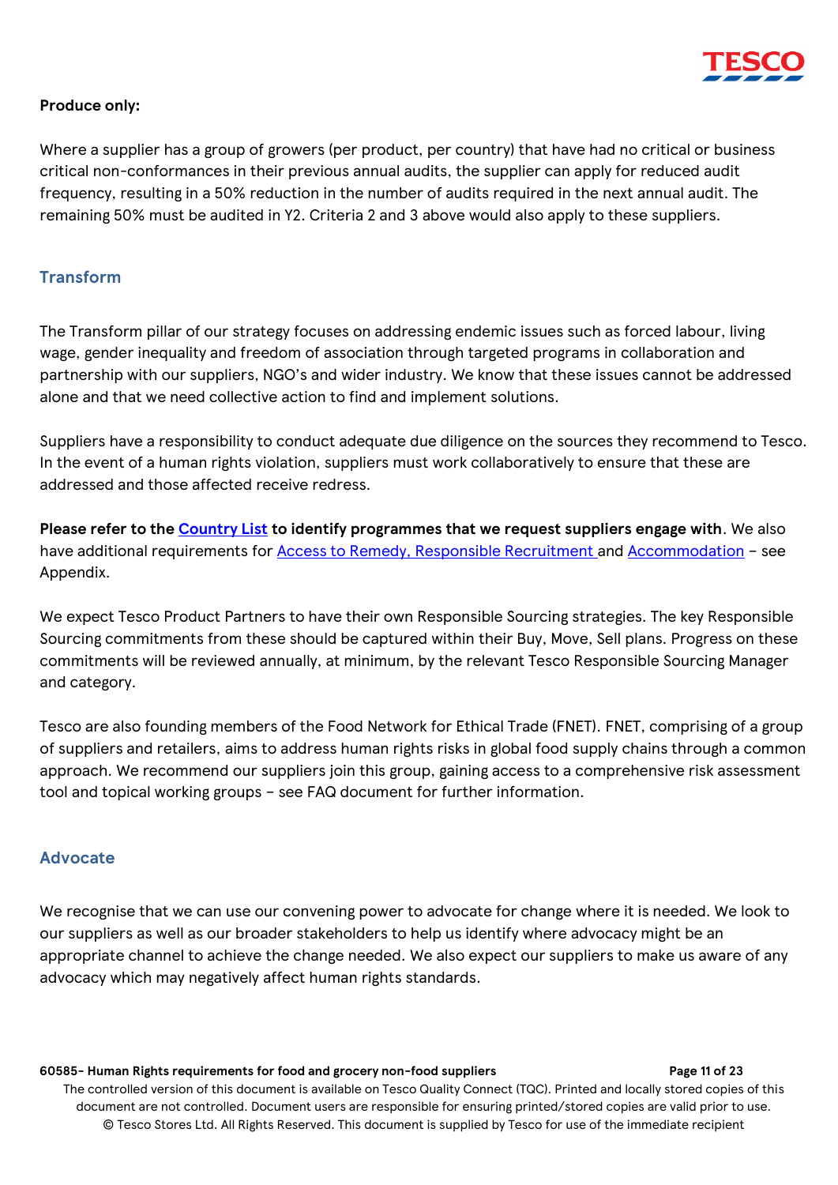**Produce only:**

Where a supplier has a group of growers (per product, per country) that have had no critical or business critical non-conformances in their previous annual audits, the supplier can apply for reduced audit frequency, resulting in a 50% reduction in the number of audits required in the next annual audit. The remaining 50% must be audited in Y2. Criteria 2 and 3 above would also apply to these suppliers.

## Transform

The Transform pillar of our strategy focuses on addressing endemic issues such as forced labour, living wage, gender inequality and freedom of association through targeted programs in collaboration and partnership with our suppliers, NGO's and wider industry. We know that these issues cannot be addressed alone and that we need collective action to find and implement solutions.

Suppliers have a responsibility to conduct adequate due diligence on the sources they recommend to Tesco. In the event of a human rights violation, suppliers must work collaboratively to ensure that these are addressed and those affected receive redress.

**Please refer to the Country List to identify programmes that we request suppliers engage with**. We also have additional requirements for Access to Remedy, Responsible Recruitment and Accommodation – see Appendix.

We expect Tesco Product Partners to have their own Responsible Sourcing strategies. The key Responsible Sourcing commitments from these should be captured within their Buy, Move, Sell plans. Progress on these commitments will be reviewed annually, at minimum, by the relevant Tesco Responsible Sourcing Manager and category.

Tesco are also founding members of the Food Network for Ethical Trade (FNET). FNET, comprising of a group of suppliers and retailers, aims to address human rights risks in global food supply chains through a common approach. We recommend our suppliers join this group, gaining access to a comprehensive risk assessment tool and topical working groups – see FAQ document for further information.

## Advocate

We recognise that we can use our convening power to advocate for change where it is needed. We look to our suppliers as well as our broader stakeholders to help us identify where advocacy might be an appropriate channel to achieve the change needed. We also expect our suppliers to make us aware of any advocacy which may negatively affect human rights standards.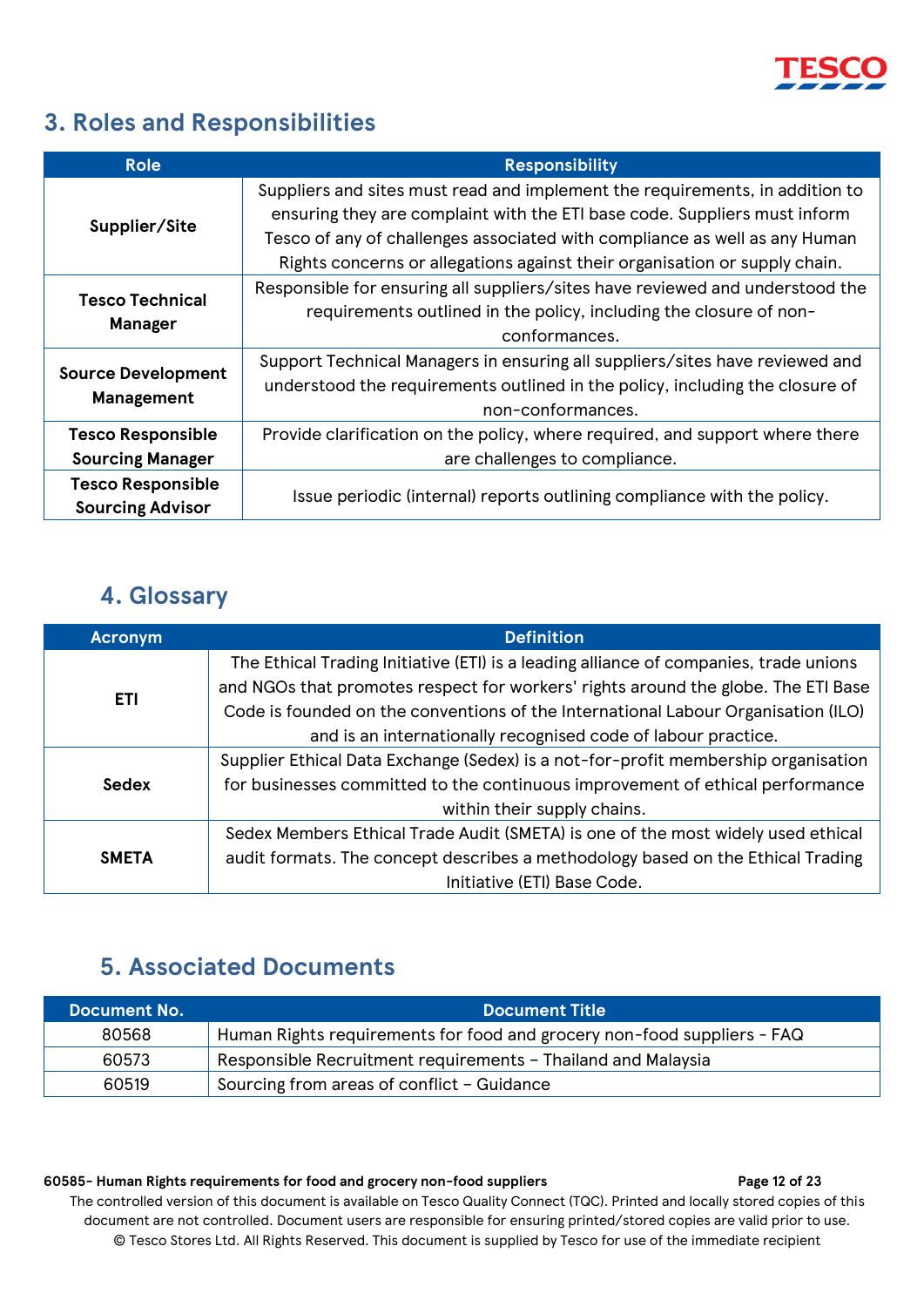## 3. Roles and Responsibilities

| Role | Responsibility |
|---|---|
| **Supplier/Site** | Suppliers and sites must read and implement the requirements, in addition to ensuring they are complaint with the ETI base code. Suppliers must inform Tesco of any of challenges associated with compliance as well as any Human Rights concerns or allegations against their organisation or supply chain. |
| **Tesco Technical Manager** | Responsible for ensuring all suppliers/sites have reviewed and understood the requirements outlined in the policy, including the closure of non-conformances. |
| **Source Development Management** | Support Technical Managers in ensuring all suppliers/sites have reviewed and understood the requirements outlined in the policy, including the closure of non-conformances. |
| **Tesco Responsible Sourcing Manager** | Provide clarification on the policy, where required, and support where there are challenges to compliance. |
| **Tesco Responsible Sourcing Advisor** | Issue periodic (internal) reports outlining compliance with the policy. |

## 4. Glossary

| Acronym | Definition |
|---|---|
| **ETI** | The Ethical Trading Initiative (ETI) is a leading alliance of companies, trade unions and NGOs that promotes respect for workers' rights around the globe. The ETI Base Code is founded on the conventions of the International Labour Organisation (ILO) and is an internationally recognised code of labour practice. |
| **Sedex** | Supplier Ethical Data Exchange (Sedex) is a not-for-profit membership organisation for businesses committed to the continuous improvement of ethical performance within their supply chains. |
| **SMETA** | Sedex Members Ethical Trade Audit (SMETA) is one of the most widely used ethical audit formats. The concept describes a methodology based on the Ethical Trading Initiative (ETI) Base Code. |

## 5. Associated Documents

| Document No. | Document Title |
|---|---|
| 80568 | Human Rights requirements for food and grocery non-food suppliers - FAQ |
| 60573 | Responsible Recruitment requirements – Thailand and Malaysia |
| 60519 | Sourcing from areas of conflict – Guidance |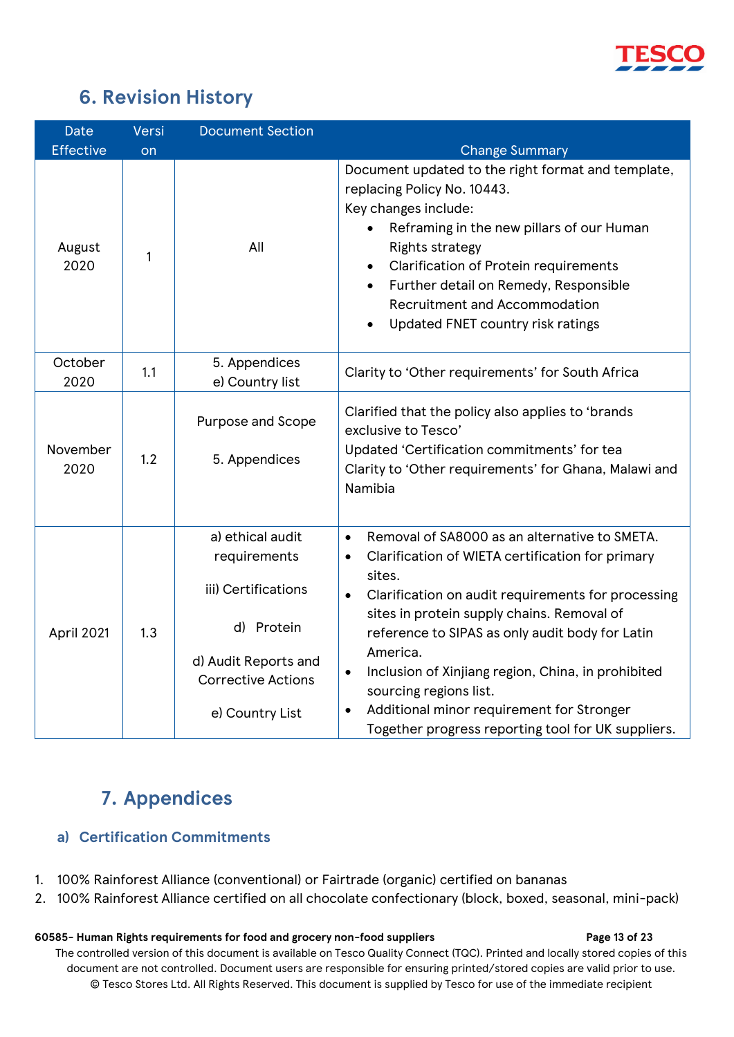## 6. Revision History

| Date Effective | Version | Document Section | Change Summary |
| --- | --- | --- | --- |
| August 2020 | 1 | All | Document updated to the right format and template, replacing Policy No. 10443.<br>Key changes include:<br>• Reframing in the new pillars of our Human Rights strategy<br>• Clarification of Protein requirements<br>• Further detail on Remedy, Responsible Recruitment and Accommodation<br>• Updated FNET country risk ratings |
| October 2020 | 1.1 | 5. Appendices<br>e) Country list | Clarity to 'Other requirements' for South Africa |
| November 2020 | 1.2 | Purpose and Scope<br><br>5. Appendices | Clarified that the policy also applies to 'brands exclusive to Tesco'<br>Updated 'Certification commitments' for tea<br>Clarity to 'Other requirements' for Ghana, Malawi and Namibia |
| April 2021 | 1.3 | a) ethical audit requirements<br><br>iii) Certifications<br><br>d) Protein<br><br>d) Audit Reports and Corrective Actions<br><br>e) Country List | • Removal of SA8000 as an alternative to SMETA.<br>• Clarification of WIETA certification for primary sites.<br>• Clarification on audit requirements for processing sites in protein supply chains. Removal of reference to SIPAS as only audit body for Latin America.<br>• Inclusion of Xinjiang region, China, in prohibited sourcing regions list.<br>• Additional minor requirement for Stronger Together progress reporting tool for UK suppliers. |

## 7. Appendices

### a) Certification Commitments

1. 100% Rainforest Alliance (conventional) or Fairtrade (organic) certified on bananas
2. 100% Rainforest Alliance certified on all chocolate confectionary (block, boxed, seasonal, mini-pack)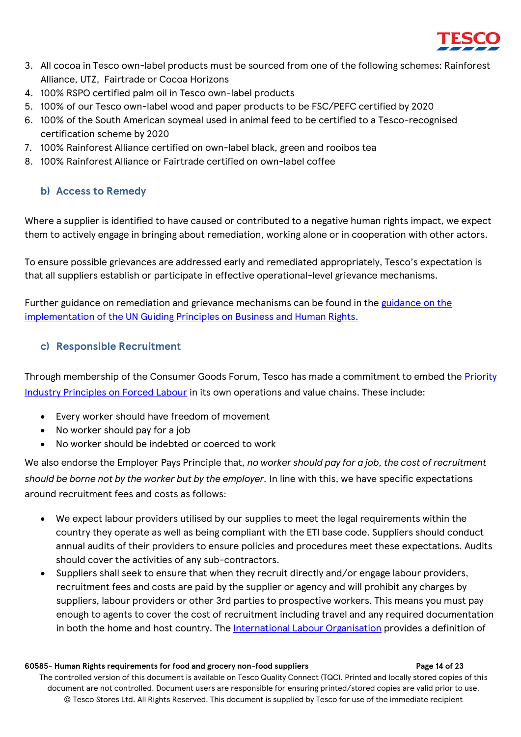3. All cocoa in Tesco own-label products must be sourced from one of the following schemes: Rainforest Alliance, UTZ, Fairtrade or Cocoa Horizons
4. 100% RSPO certified palm oil in Tesco own-label products
5. 100% of our Tesco own-label wood and paper products to be FSC/PEFC certified by 2020
6. 100% of the South American soymeal used in animal feed to be certified to a Tesco-recognised certification scheme by 2020
7. 100% Rainforest Alliance certified on own-label black, green and rooibos tea
8. 100% Rainforest Alliance or Fairtrade certified on own-label coffee

### b) Access to Remedy

Where a supplier is identified to have caused or contributed to a negative human rights impact, we expect them to actively engage in bringing about remediation, working alone or in cooperation with other actors.

To ensure possible grievances are addressed early and remediated appropriately, Tesco's expectation is that all suppliers establish or participate in effective operational-level grievance mechanisms.

Further guidance on remediation and grievance mechanisms can be found in the guidance on the implementation of the UN Guiding Principles on Business and Human Rights.

### c) Responsible Recruitment

Through membership of the Consumer Goods Forum, Tesco has made a commitment to embed the Priority Industry Principles on Forced Labour in its own operations and value chains. These include:

- Every worker should have freedom of movement
- No worker should pay for a job
- No worker should be indebted or coerced to work

We also endorse the Employer Pays Principle that, *no worker should pay for a job, the cost of recruitment should be borne not by the worker but by the employer*. In line with this, we have specific expectations around recruitment fees and costs as follows:

- We expect labour providers utilised by our supplies to meet the legal requirements within the country they operate as well as being compliant with the ETI base code. Suppliers should conduct annual audits of their providers to ensure policies and procedures meet these expectations. Audits should cover the activities of any sub-contractors.
- Suppliers shall seek to ensure that when they recruit directly and/or engage labour providers, recruitment fees and costs are paid by the supplier or agency and will prohibit any charges by suppliers, labour providers or other 3rd parties to prospective workers. This means you must pay enough to agents to cover the cost of recruitment including travel and any required documentation in both the home and host country. The International Labour Organisation provides a definition of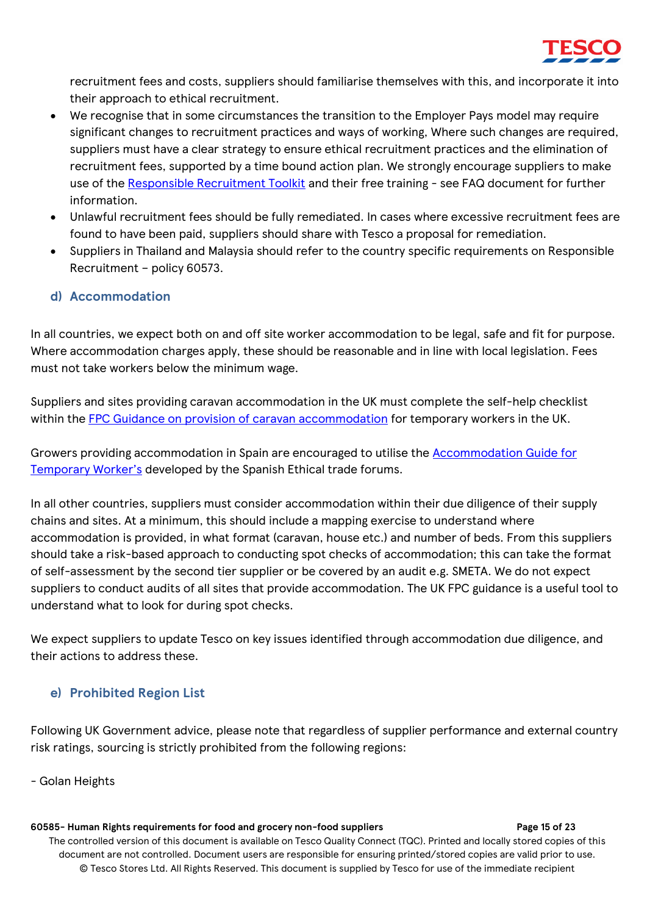recruitment fees and costs, suppliers should familiarise themselves with this, and incorporate it into their approach to ethical recruitment.

- We recognise that in some circumstances the transition to the Employer Pays model may require significant changes to recruitment practices and ways of working, Where such changes are required, suppliers must have a clear strategy to ensure ethical recruitment practices and the elimination of recruitment fees, supported by a time bound action plan. We strongly encourage suppliers to make use of the Responsible Recruitment Toolkit and their free training - see FAQ document for further information.
- Unlawful recruitment fees should be fully remediated. In cases where excessive recruitment fees are found to have been paid, suppliers should share with Tesco a proposal for remediation.
- Suppliers in Thailand and Malaysia should refer to the country specific requirements on Responsible Recruitment – policy 60573.

### d) Accommodation

In all countries, we expect both on and off site worker accommodation to be legal, safe and fit for purpose. Where accommodation charges apply, these should be reasonable and in line with local legislation. Fees must not take workers below the minimum wage.

Suppliers and sites providing caravan accommodation in the UK must complete the self-help checklist within the FPC Guidance on provision of caravan accommodation for temporary workers in the UK.

Growers providing accommodation in Spain are encouraged to utilise the Accommodation Guide for Temporary Worker's developed by the Spanish Ethical trade forums.

In all other countries, suppliers must consider accommodation within their due diligence of their supply chains and sites. At a minimum, this should include a mapping exercise to understand where accommodation is provided, in what format (caravan, house etc.) and number of beds. From this suppliers should take a risk-based approach to conducting spot checks of accommodation; this can take the format of self-assessment by the second tier supplier or be covered by an audit e.g. SMETA. We do not expect suppliers to conduct audits of all sites that provide accommodation. The UK FPC guidance is a useful tool to understand what to look for during spot checks.

We expect suppliers to update Tesco on key issues identified through accommodation due diligence, and their actions to address these.

### e) Prohibited Region List

Following UK Government advice, please note that regardless of supplier performance and external country risk ratings, sourcing is strictly prohibited from the following regions:

- Golan Heights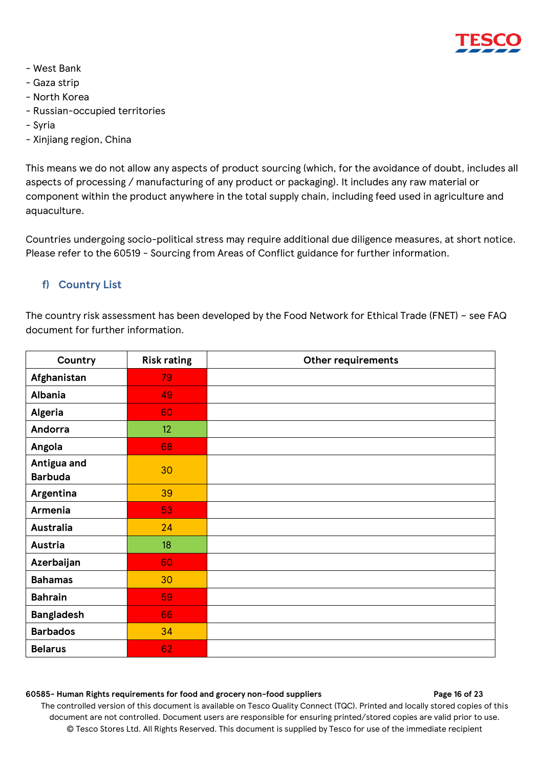- West Bank
- Gaza strip
- North Korea
- Russian-occupied territories
- Syria
- Xinjiang region, China

This means we do not allow any aspects of product sourcing (which, for the avoidance of doubt, includes all aspects of processing / manufacturing of any product or packaging). It includes any raw material or component within the product anywhere in the total supply chain, including feed used in agriculture and aquaculture.

Countries undergoing socio-political stress may require additional due diligence measures, at short notice. Please refer to the 60519 - Sourcing from Areas of Conflict guidance for further information.

### f) Country List

The country risk assessment has been developed by the Food Network for Ethical Trade (FNET) – see FAQ document for further information.

| Country | Risk rating | Other requirements |
|---|---|---|
| **Afghanistan** | 79 | |
| **Albania** | 49 | |
| **Algeria** | 60 | |
| **Andorra** | 12 | |
| **Angola** | 68 | |
| **Antigua and Barbuda** | 30 | |
| **Argentina** | 39 | |
| **Armenia** | 53 | |
| **Australia** | 24 | |
| **Austria** | 18 | |
| **Azerbaijan** | 60 | |
| **Bahamas** | 30 | |
| **Bahrain** | 59 | |
| **Bangladesh** | 66 | |
| **Barbados** | 34 | |
| **Belarus** | 62 | |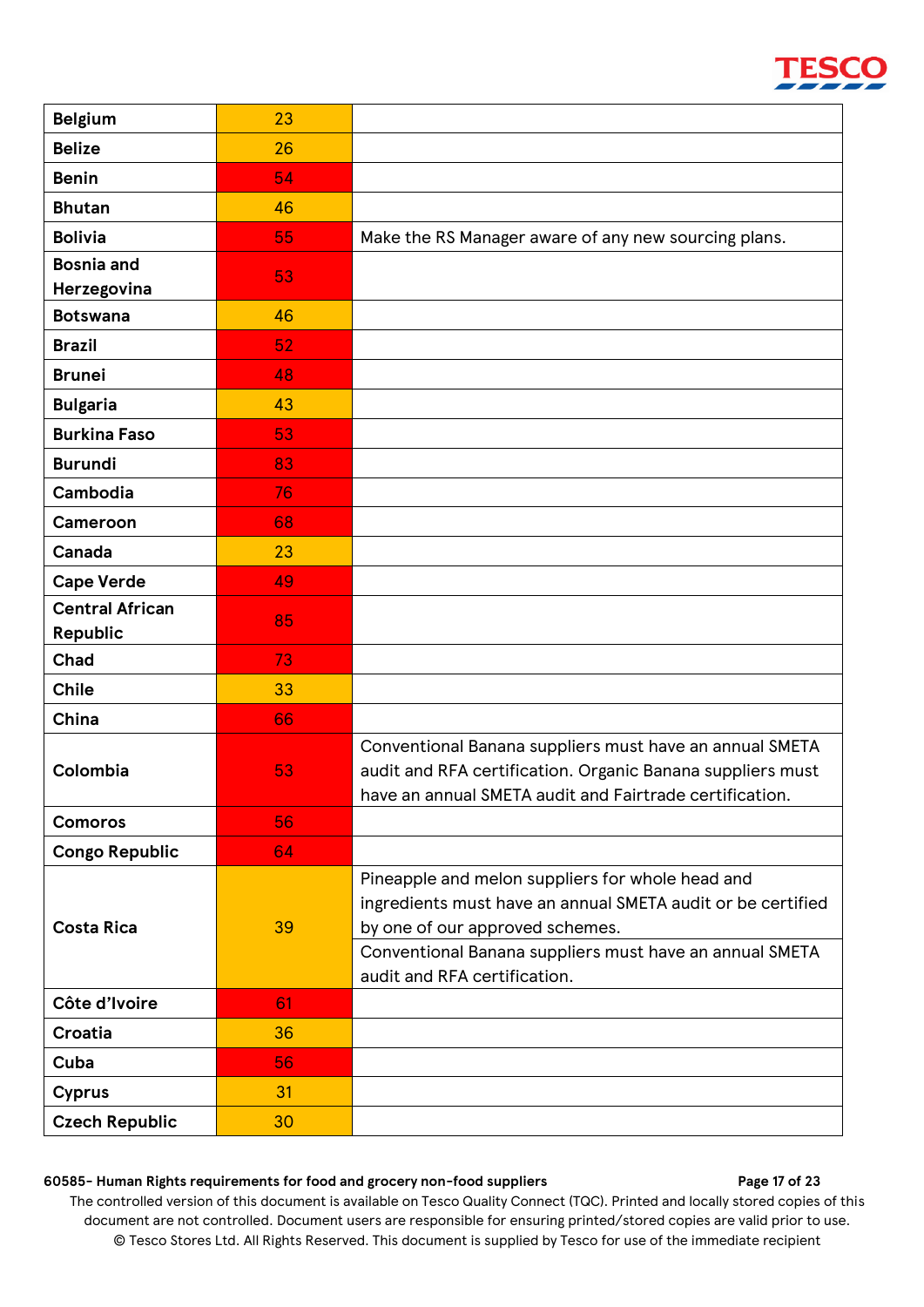| Country | Score | Requirements |
|---|---|---|
| Belgium | 23 | |
| Belize | 26 | |
| Benin | 54 | |
| Bhutan | 46 | |
| Bolivia | 55 | Make the RS Manager aware of any new sourcing plans. |
| Bosnia and Herzegovina | 53 | |
| Botswana | 46 | |
| Brazil | 52 | |
| Brunei | 48 | |
| Bulgaria | 43 | |
| Burkina Faso | 53 | |
| Burundi | 83 | |
| Cambodia | 76 | |
| Cameroon | 68 | |
| Canada | 23 | |
| Cape Verde | 49 | |
| Central African Republic | 85 | |
| Chad | 73 | |
| Chile | 33 | |
| China | 66 | |
| Colombia | 53 | Conventional Banana suppliers must have an annual SMETA audit and RFA certification. Organic Banana suppliers must have an annual SMETA audit and Fairtrade certification. |
| Comoros | 56 | |
| Congo Republic | 64 | |
| Costa Rica | 39 | Pineapple and melon suppliers for whole head and ingredients must have an annual SMETA audit or be certified by one of our approved schemes. |
| | | Conventional Banana suppliers must have an annual SMETA audit and RFA certification. |
| Côte d'Ivoire | 61 | |
| Croatia | 36 | |
| Cuba | 56 | |
| Cyprus | 31 | |
| Czech Republic | 30 | |

The controlled version of this document is available on Tesco Quality Connect (TQC). Printed and locally stored copies of this document are not controlled. Document users are responsible for ensuring printed/stored copies are valid prior to use.
© Tesco Stores Ltd. All Rights Reserved. This document is supplied by Tesco for use of the immediate recipient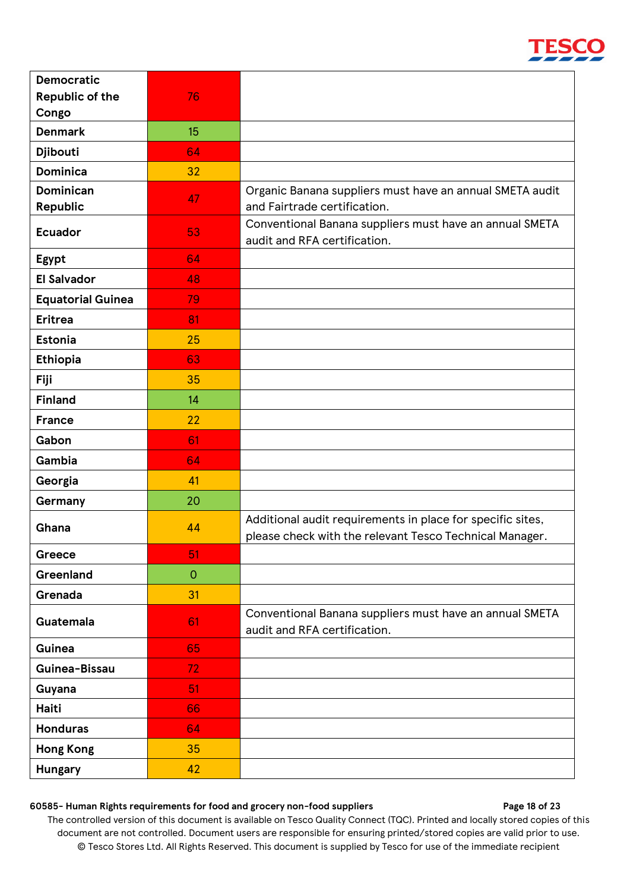| Democratic Republic of the Congo | 76 | |
|---|---|---|
| Denmark | 15 | |
| Djibouti | 64 | |
| Dominica | 32 | |
| Dominican Republic | 47 | Organic Banana suppliers must have an annual SMETA audit and Fairtrade certification. |
| Ecuador | 53 | Conventional Banana suppliers must have an annual SMETA audit and RFA certification. |
| Egypt | 64 | |
| El Salvador | 48 | |
| Equatorial Guinea | 79 | |
| Eritrea | 81 | |
| Estonia | 25 | |
| Ethiopia | 63 | |
| Fiji | 35 | |
| Finland | 14 | |
| France | 22 | |
| Gabon | 61 | |
| Gambia | 64 | |
| Georgia | 41 | |
| Germany | 20 | |
| Ghana | 44 | Additional audit requirements in place for specific sites, please check with the relevant Tesco Technical Manager. |
| Greece | 51 | |
| Greenland | 0 | |
| Grenada | 31 | |
| Guatemala | 61 | Conventional Banana suppliers must have an annual SMETA audit and RFA certification. |
| Guinea | 65 | |
| Guinea-Bissau | 72 | |
| Guyana | 51 | |
| Haiti | 66 | |
| Honduras | 64 | |
| Hong Kong | 35 | |
| Hungary | 42 | |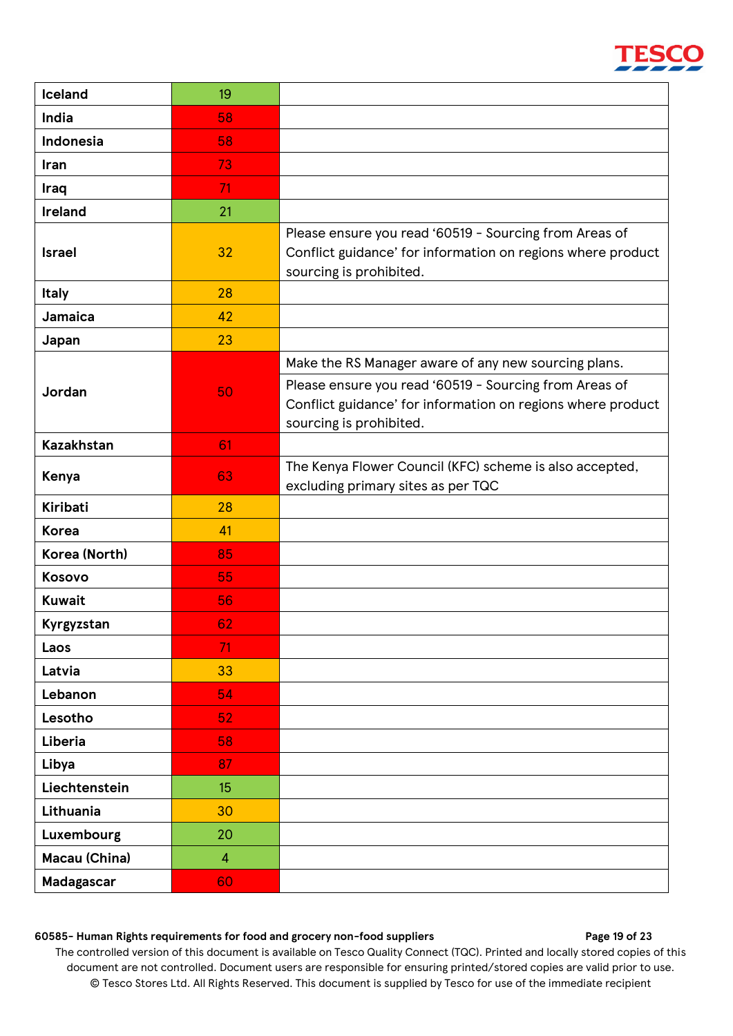| Country | Score | Notes |
|---|---|---|
| Iceland | 19 | |
| India | 58 | |
| Indonesia | 58 | |
| Iran | 73 | |
| Iraq | 71 | |
| Ireland | 21 | |
| Israel | 32 | Please ensure you read '60519 - Sourcing from Areas of Conflict guidance' for information on regions where product sourcing is prohibited. |
| Italy | 28 | |
| Jamaica | 42 | |
| Japan | 23 | |
| Jordan | 50 | Make the RS Manager aware of any new sourcing plans.<br>Please ensure you read '60519 - Sourcing from Areas of Conflict guidance' for information on regions where product sourcing is prohibited. |
| Kazakhstan | 61 | |
| Kenya | 63 | The Kenya Flower Council (KFC) scheme is also accepted, excluding primary sites as per TQC |
| Kiribati | 28 | |
| Korea | 41 | |
| Korea (North) | 85 | |
| Kosovo | 55 | |
| Kuwait | 56 | |
| Kyrgyzstan | 62 | |
| Laos | 71 | |
| Latvia | 33 | |
| Lebanon | 54 | |
| Lesotho | 52 | |
| Liberia | 58 | |
| Libya | 87 | |
| Liechtenstein | 15 | |
| Lithuania | 30 | |
| Luxembourg | 20 | |
| Macau (China) | 4 | |
| Madagascar | 60 | |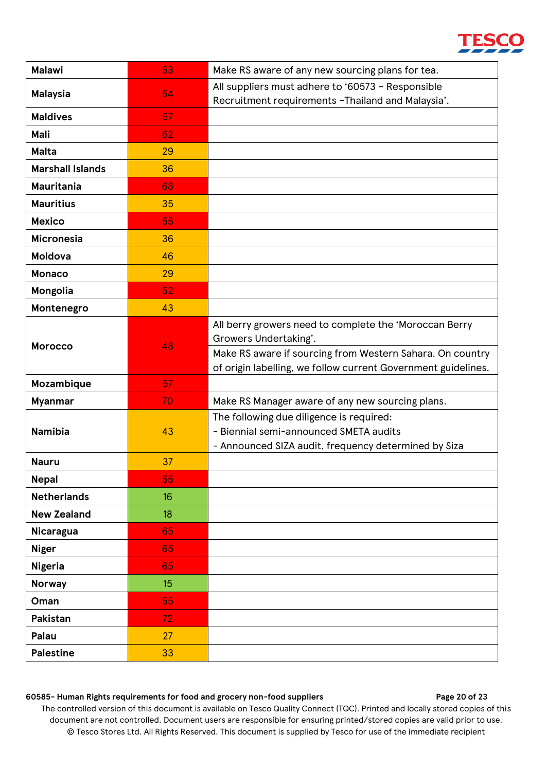| | | |
|---|---|---|
| **Malawi** | 53 | Make RS aware of any new sourcing plans for tea. |
| **Malaysia** | 54 | All suppliers must adhere to '60573 – Responsible Recruitment requirements –Thailand and Malaysia'. |
| **Maldives** | 57 | |
| **Mali** | 62 | |
| **Malta** | 29 | |
| **Marshall Islands** | 36 | |
| **Mauritania** | 68 | |
| **Mauritius** | 35 | |
| **Mexico** | 55 | |
| **Micronesia** | 36 | |
| **Moldova** | 46 | |
| **Monaco** | 29 | |
| **Mongolia** | 52 | |
| **Montenegro** | 43 | |
| **Morocco** | 48 | All berry growers need to complete the 'Moroccan Berry Growers Undertaking'. |
| | | Make RS aware if sourcing from Western Sahara. On country of origin labelling, we follow current Government guidelines. |
| **Mozambique** | 57 | |
| **Myanmar** | 70 | Make RS Manager aware of any new sourcing plans. |
| **Namibia** | 43 | The following due diligence is required:<br>- Biennial semi-announced SMETA audits<br>- Announced SIZA audit, frequency determined by Siza |
| **Nauru** | 37 | |
| **Nepal** | 55 | |
| **Netherlands** | 16 | |
| **New Zealand** | 18 | |
| **Nicaragua** | 65 | |
| **Niger** | 65 | |
| **Nigeria** | 65 | |
| **Norway** | 15 | |
| **Oman** | 55 | |
| **Pakistan** | 72 | |
| **Palau** | 27 | |
| **Palestine** | 33 | |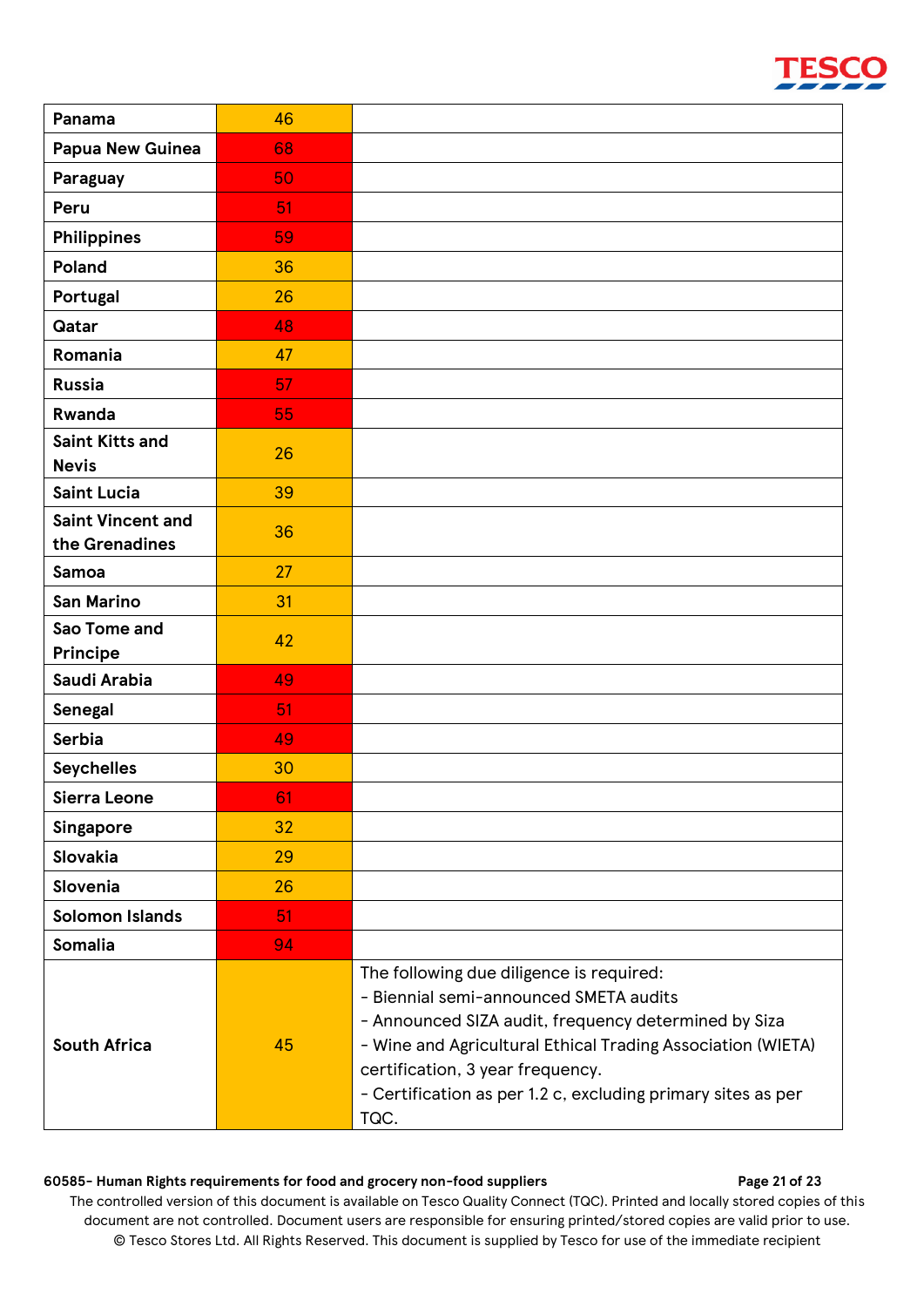| | | |
|---|---|---|
| **Panama** | 46 | |
| **Papua New Guinea** | 68 | |
| **Paraguay** | 50 | |
| **Peru** | 51 | |
| **Philippines** | 59 | |
| **Poland** | 36 | |
| **Portugal** | 26 | |
| **Qatar** | 48 | |
| **Romania** | 47 | |
| **Russia** | 57 | |
| **Rwanda** | 55 | |
| **Saint Kitts and Nevis** | 26 | |
| **Saint Lucia** | 39 | |
| **Saint Vincent and the Grenadines** | 36 | |
| **Samoa** | 27 | |
| **San Marino** | 31 | |
| **Sao Tome and Principe** | 42 | |
| **Saudi Arabia** | 49 | |
| **Senegal** | 51 | |
| **Serbia** | 49 | |
| **Seychelles** | 30 | |
| **Sierra Leone** | 61 | |
| **Singapore** | 32 | |
| **Slovakia** | 29 | |
| **Slovenia** | 26 | |
| **Solomon Islands** | 51 | |
| **Somalia** | 94 | |
| **South Africa** | 45 | The following due diligence is required:<br>- Biennial semi-announced SMETA audits<br>- Announced SIZA audit, frequency determined by Siza<br>- Wine and Agricultural Ethical Trading Association (WIETA) certification, 3 year frequency.<br>- Certification as per 1.2 c, excluding primary sites as per TQC. |

**60585- Human Rights requirements for food and grocery non-food suppliers**

The controlled version of this document is available on Tesco Quality Connect (TQC). Printed and locally stored copies of this document are not controlled. Document users are responsible for ensuring printed/stored copies are valid prior to use.
© Tesco Stores Ltd. All Rights Reserved. This document is supplied by Tesco for use of the immediate recipient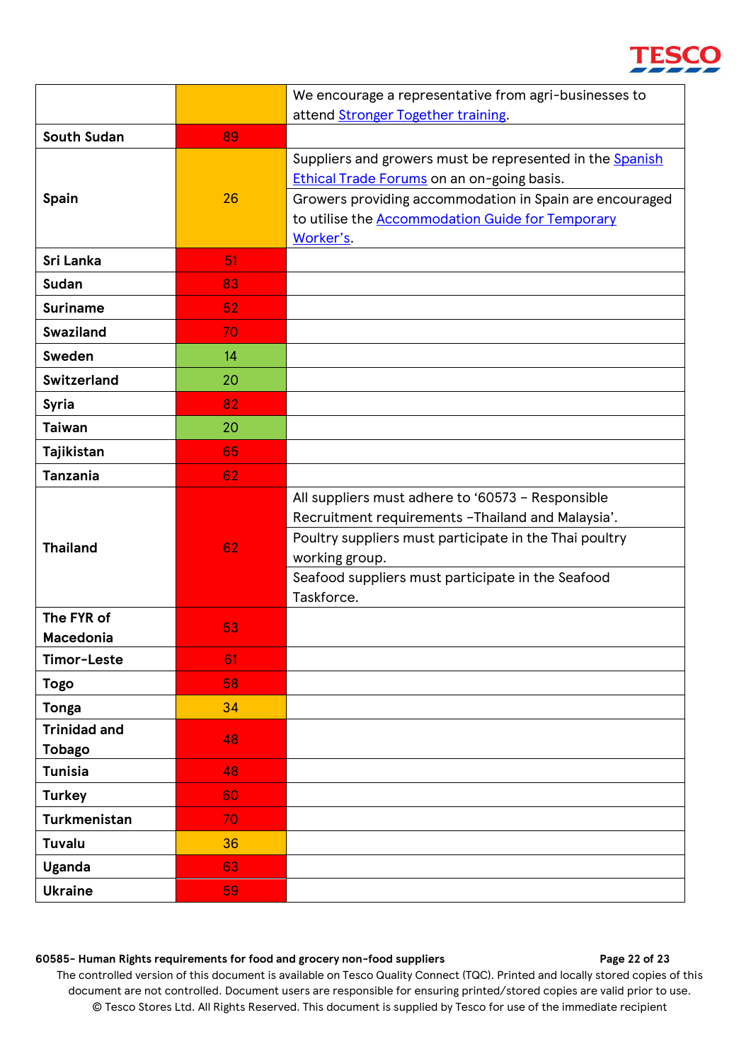| | | |
|---|---|---|
| | | We encourage a representative from agri-businesses to attend Stronger Together training. |
| South Sudan | 89 | |
| Spain | 26 | Suppliers and growers must be represented in the Spanish Ethical Trade Forums on an on-going basis. |
| | | Growers providing accommodation in Spain are encouraged to utilise the Accommodation Guide for Temporary Worker's. |
| Sri Lanka | 51 | |
| Sudan | 83 | |
| Suriname | 52 | |
| Swaziland | 70 | |
| Sweden | 14 | |
| Switzerland | 20 | |
| Syria | 82 | |
| Taiwan | 20 | |
| Tajikistan | 65 | |
| Tanzania | 62 | |
| Thailand | 62 | All suppliers must adhere to '60573 – Responsible Recruitment requirements –Thailand and Malaysia'. |
| | | Poultry suppliers must participate in the Thai poultry working group. |
| | | Seafood suppliers must participate in the Seafood Taskforce. |
| The FYR of Macedonia | 53 | |
| Timor-Leste | 61 | |
| Togo | 58 | |
| Tonga | 34 | |
| Trinidad and Tobago | 48 | |
| Tunisia | 48 | |
| Turkey | 60 | |
| Turkmenistan | 70 | |
| Tuvalu | 36 | |
| Uganda | 63 | |
| Ukraine | 59 | |

60585- Human Rights requirements for food and grocery non-food suppliers

The controlled version of this document is available on Tesco Quality Connect (TQC). Printed and locally stored copies of this document are not controlled. Document users are responsible for ensuring printed/stored copies are valid prior to use.
© Tesco Stores Ltd. All Rights Reserved. This document is supplied by Tesco for use of the immediate recipient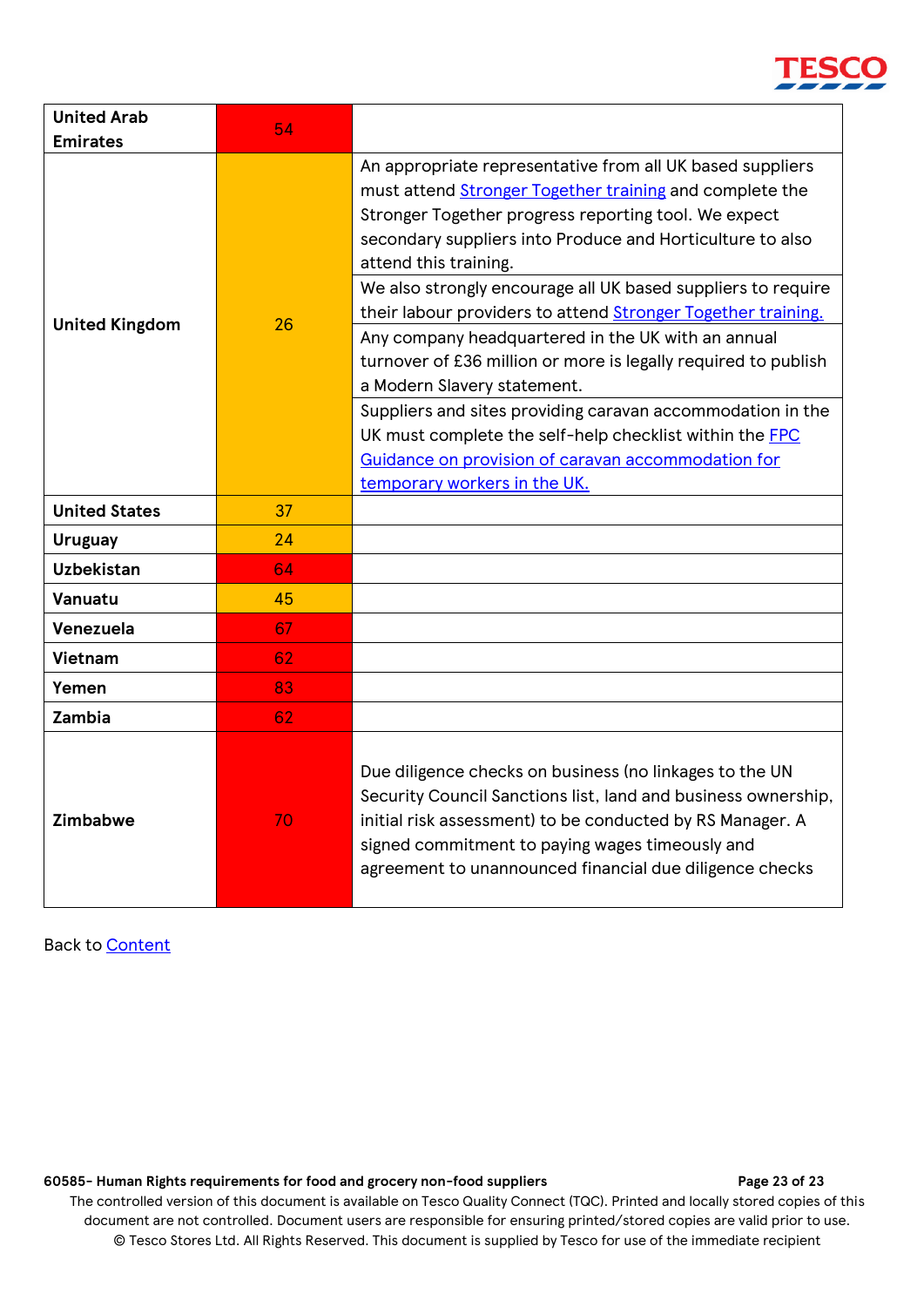| | | |
|---|---|---|
| **United Arab Emirates** | 54 | |
| **United Kingdom** | 26 | An appropriate representative from all UK based suppliers must attend [Stronger Together training]() and complete the Stronger Together progress reporting tool. We expect secondary suppliers into Produce and Horticulture to also attend this training. |
| | | We also strongly encourage all UK based suppliers to require their labour providers to attend [Stronger Together training.]() |
| | | Any company headquartered in the UK with an annual turnover of £36 million or more is legally required to publish a Modern Slavery statement. |
| | | Suppliers and sites providing caravan accommodation in the UK must complete the self-help checklist within the [FPC Guidance on provision of caravan accommodation for temporary workers in the UK.]() |
| **United States** | 37 | |
| **Uruguay** | 24 | |
| **Uzbekistan** | 64 | |
| **Vanuatu** | 45 | |
| **Venezuela** | 67 | |
| **Vietnam** | 62 | |
| **Yemen** | 83 | |
| **Zambia** | 62 | |
| **Zimbabwe** | 70 | Due diligence checks on business (no linkages to the UN Security Council Sanctions list, land and business ownership, initial risk assessment) to be conducted by RS Manager. A signed commitment to paying wages timeously and agreement to unannounced financial due diligence checks |

Back to [Content]()

**60585- Human Rights requirements for food and grocery non-food suppliers**

The controlled version of this document is available on Tesco Quality Connect (TQC). Printed and locally stored copies of this document are not controlled. Document users are responsible for ensuring printed/stored copies are valid prior to use.
© Tesco Stores Ltd. All Rights Reserved. This document is supplied by Tesco for use of the immediate recipient